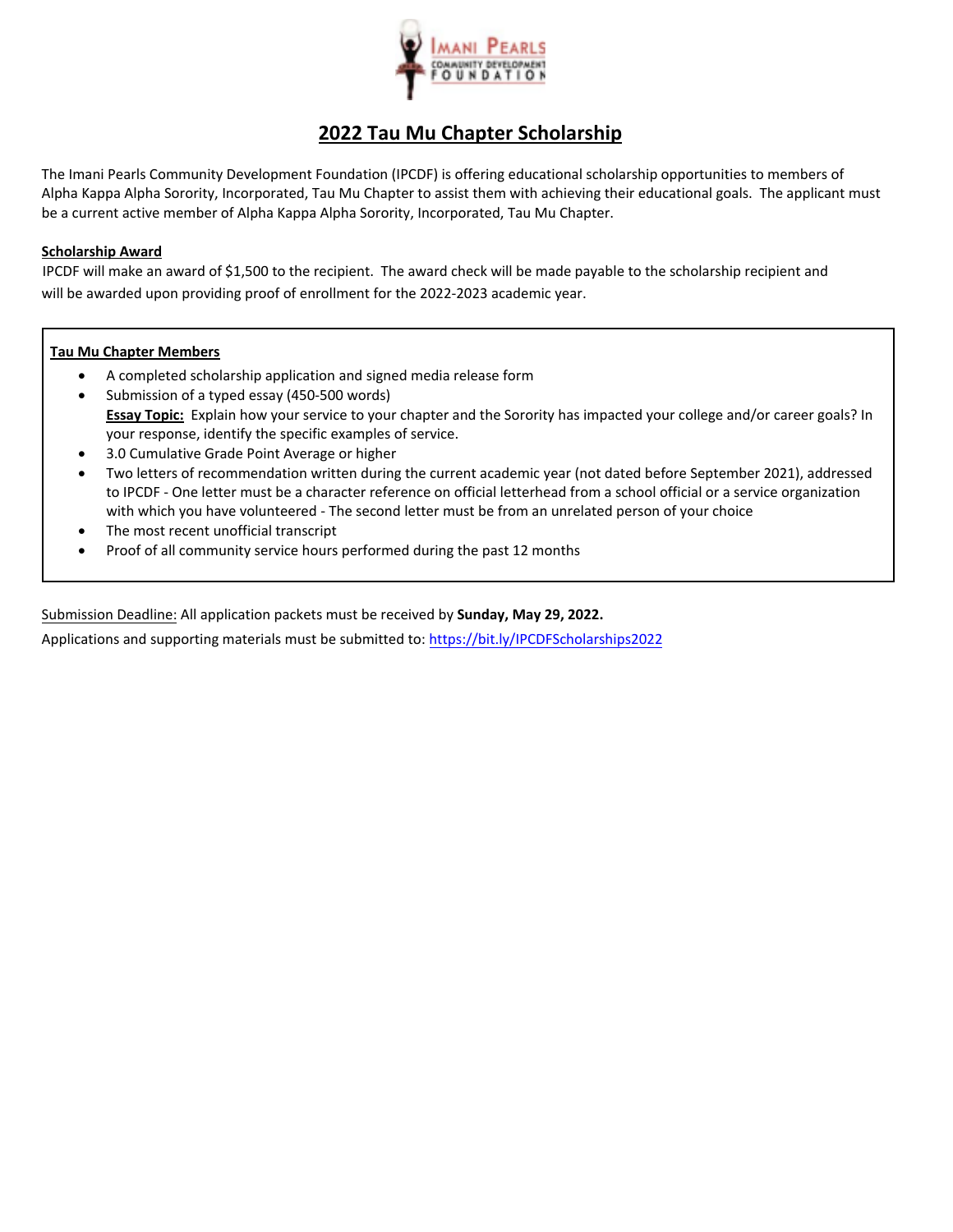# 2022 Tau Mu Chapter Scholarship

The Imani Pearls Community Development Foundation (IPCDF) is offering educational scholarship opportunities to members of Alpha Kappa Alpha Sorority, Incorporated, Tau Mu Chapter to assist them with achieving their educational goals. The applicant must be a current active member of Alpha Kappa Alpha Sorority, Incorporated, Tau Mu Chapter.

## Scholarship Award

IPCDF will make an award of $1,500 to the recipient. The award check will be made payable to the scholarship recipient and will be awarded upon providing proof of enrollment for the 2022-2023 academic year.

### Tau Mu Chapter Members

- A completed scholarship application and signed media release form
- Submission of a typed essay (450-500 words)
  **Essay Topic:** Explain how your service to your chapter and the Sorority has impacted your college and/or career goals? In your response, identify the specific examples of service.
- 3.0 Cumulative Grade Point Average or higher
- Two letters of recommendation written during the current academic year (not dated before September 2021), addressed to IPCDF - One letter must be a character reference on official letterhead from a school official or a service organization with which you have volunteered - The second letter must be from an unrelated person of your choice
- The most recent unofficial transcript
- Proof of all community service hours performed during the past 12 months

Submission Deadline: All application packets must be received by **Sunday, May 29, 2022.**

Applications and supporting materials must be submitted to: https://bit.ly/IPCDFScholarships2022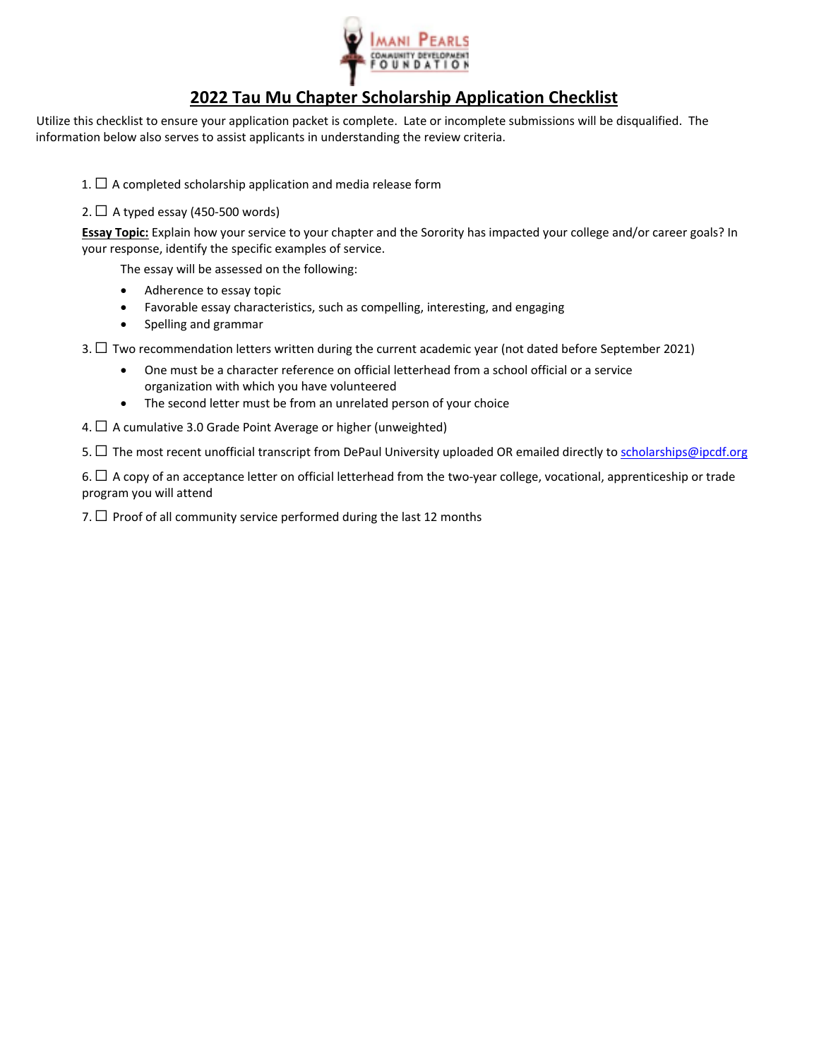## 2022 Tau Mu Chapter Scholarship Application Checklist

Utilize this checklist to ensure your application packet is complete. Late or incomplete submissions will be disqualified. The information below also serves to assist applicants in understanding the review criteria.

1. ☐ A completed scholarship application and media release form

2. ☐ A typed essay (450-500 words)

**Essay Topic:** Explain how your service to your chapter and the Sorority has impacted your college and/or career goals? In your response, identify the specific examples of service.

The essay will be assessed on the following:

- Adherence to essay topic
- Favorable essay characteristics, such as compelling, interesting, and engaging
- Spelling and grammar

3. ☐ Two recommendation letters written during the current academic year (not dated before September 2021)

- One must be a character reference on official letterhead from a school official or a service organization with which you have volunteered
- The second letter must be from an unrelated person of your choice

4. ☐ A cumulative 3.0 Grade Point Average or higher (unweighted)

5. ☐ The most recent unofficial transcript from DePaul University uploaded OR emailed directly to scholarships@ipcdf.org

6. ☐ A copy of an acceptance letter on official letterhead from the two-year college, vocational, apprenticeship or trade program you will attend

7. ☐ Proof of all community service performed during the last 12 months